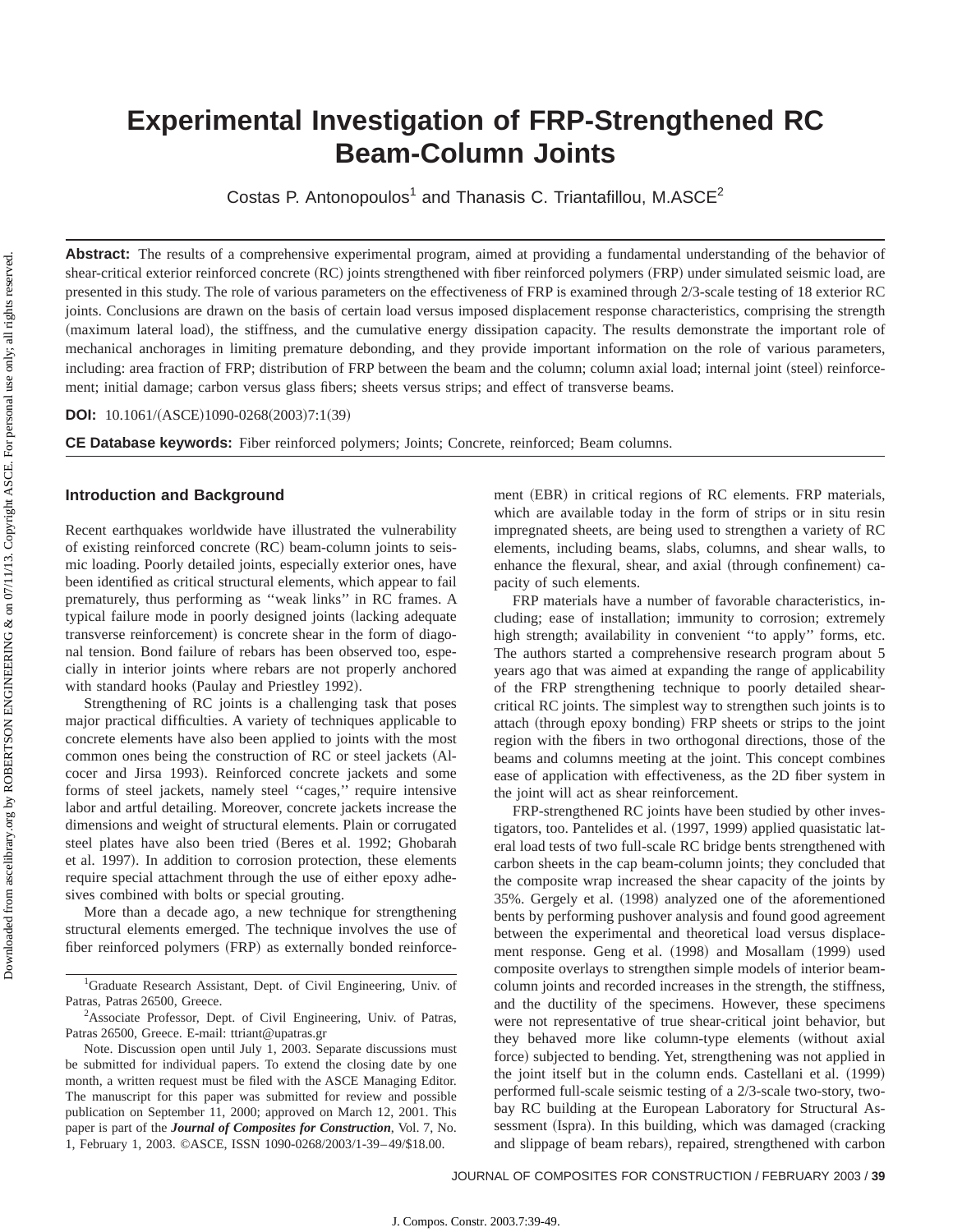# Experimental Investigation of FRP-Strengthened RC Beam-Column Joints

Costas P. Antonopoulos[1] and Thanasis C. Triantafillou, M.ASCE[2]

**Abstract:** The results of a comprehensive experimental program, aimed at providing a fundamental understanding of the behavior of shear-critical exterior reinforced concrete (RC) joints strengthened with fiber reinforced polymers (FRP) under simulated seismic load, are presented in this study. The role of various parameters on the effectiveness of FRP is examined through 2/3-scale testing of 18 exterior RC joints. Conclusions are drawn on the basis of certain load versus imposed displacement response characteristics, comprising the strength (maximum lateral load), the stiffness, and the cumulative energy dissipation capacity. The results demonstrate the important role of mechanical anchorages in limiting premature debonding, and they provide important information on the role of various parameters, including: area fraction of FRP; distribution of FRP between the beam and the column; column axial load; internal joint (steel) reinforcement; initial damage; carbon versus glass fibers; sheets versus strips; and effect of transverse beams.

**DOI:** 10.1061/(ASCE)1090-0268(2003)7:1(39)

**CE Database keywords:** Fiber reinforced polymers; Joints; Concrete, reinforced; Beam columns.

## Introduction and Background

Recent earthquakes worldwide have illustrated the vulnerability of existing reinforced concrete (RC) beam-column joints to seismic loading. Poorly detailed joints, especially exterior ones, have been identified as critical structural elements, which appear to fail prematurely, thus performing as ''weak links'' in RC frames. A typical failure mode in poorly designed joints (lacking adequate transverse reinforcement) is concrete shear in the form of diagonal tension. Bond failure of rebars has been observed too, especially in interior joints where rebars are not properly anchored with standard hooks (Paulay and Priestley 1992).

Strengthening of RC joints is a challenging task that poses major practical difficulties. A variety of techniques applicable to concrete elements have also been applied to joints with the most common ones being the construction of RC or steel jackets (Alcocer and Jirsa 1993). Reinforced concrete jackets and some forms of steel jackets, namely steel ''cages,'' require intensive labor and artful detailing. Moreover, concrete jackets increase the dimensions and weight of structural elements. Plain or corrugated steel plates have also been tried (Beres et al. 1992; Ghobarah et al. 1997). In addition to corrosion protection, these elements require special attachment through the use of either epoxy adhesives combined with bolts or special grouting.

More than a decade ago, a new technique for strengthening structural elements emerged. The technique involves the use of fiber reinforced polymers (FRP) as externally bonded reinforcement (EBR) in critical regions of RC elements. FRP materials, which are available today in the form of strips or in situ resin impregnated sheets, are being used to strengthen a variety of RC elements, including beams, slabs, columns, and shear walls, to enhance the flexural, shear, and axial (through confinement) capacity of such elements.

FRP materials have a number of favorable characteristics, including; ease of installation; immunity to corrosion; extremely high strength; availability in convenient ''to apply'' forms, etc. The authors started a comprehensive research program about 5 years ago that was aimed at expanding the range of applicability of the FRP strengthening technique to poorly detailed shear-critical RC joints. The simplest way to strengthen such joints is to attach (through epoxy bonding) FRP sheets or strips to the joint region with the fibers in two orthogonal directions, those of the beams and columns meeting at the joint. This concept combines ease of application with effectiveness, as the 2D fiber system in the joint will act as shear reinforcement.

FRP-strengthened RC joints have been studied by other investigators, too. Pantelides et al. (1997, 1999) applied quasistatic lateral load tests of two full-scale RC bridge bents strengthened with carbon sheets in the cap beam-column joints; they concluded that the composite wrap increased the shear capacity of the joints by 35%. Gergely et al. (1998) analyzed one of the aforementioned bents by performing pushover analysis and found good agreement between the experimental and theoretical load versus displacement response. Geng et al. (1998) and Mosallam (1999) used composite overlays to strengthen simple models of interior beam-column joints and recorded increases in the strength, the stiffness, and the ductility of the specimens. However, these specimens were not representative of true shear-critical joint behavior, but they behaved more like column-type elements (without axial force) subjected to bending. Yet, strengthening was not applied in the joint itself but in the column ends. Castellani et al. (1999) performed full-scale seismic testing of a 2/3-scale two-story, two-bay RC building at the European Laboratory for Structural Assessment (Ispra). In this building, which was damaged (cracking and slippage of beam rebars), repaired, strengthened with carbon

---

[1]Graduate Research Assistant, Dept. of Civil Engineering, Univ. of Patras, Patras 26500, Greece.

[2]Associate Professor, Dept. of Civil Engineering, Univ. of Patras, Patras 26500, Greece. E-mail: ttriant@upatras.gr

Note. Discussion open until July 1, 2003. Separate discussions must be submitted for individual papers. To extend the closing date by one month, a written request must be filed with the ASCE Managing Editor. The manuscript for this paper was submitted for review and possible publication on September 11, 2000; approved on March 12, 2001. This paper is part of the ***Journal of Composites for Construction***, Vol. 7, No. 1, February 1, 2003. ©ASCE, ISSN 1090-0268/2003/1-39–49/$18.00.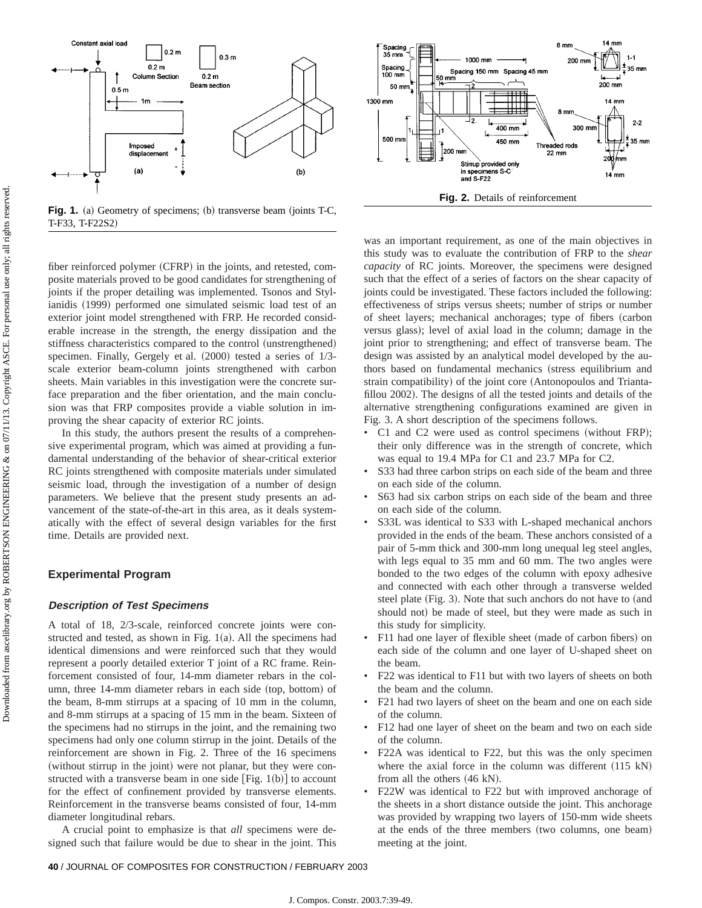Fig. 1. (a) Geometry of specimens; (b) transverse beam (joints T-C, T-F33, T-F22S2)

Fig. 2. Details of reinforcement

fiber reinforced polymer (CFRP) in the joints, and retested, composite materials proved to be good candidates for strengthening of joints if the proper detailing was implemented. Tsonos and Stylianidis (1999) performed one simulated seismic load test of an exterior joint model strengthened with FRP. He recorded considerable increase in the strength, the energy dissipation and the stiffness characteristics compared to the control (unstrengthened) specimen. Finally, Gergely et al. (2000) tested a series of 1/3-scale exterior beam-column joints strengthened with carbon sheets. Main variables in this investigation were the concrete surface preparation and the fiber orientation, and the main conclusion was that FRP composites provide a viable solution in improving the shear capacity of exterior RC joints.

In this study, the authors present the results of a comprehensive experimental program, which was aimed at providing a fundamental understanding of the behavior of shear-critical exterior RC joints strengthened with composite materials under simulated seismic load, through the investigation of a number of design parameters. We believe that the present study presents an advancement of the state-of-the-art in this area, as it deals systematically with the effect of several design variables for the first time. Details are provided next.

## Experimental Program

### Description of Test Specimens

A total of 18, 2/3-scale, reinforced concrete joints were constructed and tested, as shown in Fig. 1(a). All the specimens had identical dimensions and were reinforced such that they would represent a poorly detailed exterior T joint of a RC frame. Reinforcement consisted of four, 14-mm diameter rebars in the column, three 14-mm diameter rebars in each side (top, bottom) of the beam, 8-mm stirrups at a spacing of 10 mm in the column, and 8-mm stirrups at a spacing of 15 mm in the beam. Sixteen of the specimens had no stirrups in the joint, and the remaining two specimens had only one column stirrup in the joint. Details of the reinforcement are shown in Fig. 2. Three of the 16 specimens (without stirrup in the joint) were not planar, but they were constructed with a transverse beam in one side [Fig. 1(b)] to account for the effect of confinement provided by transverse elements. Reinforcement in the transverse beams consisted of four, 14-mm diameter longitudinal rebars.

A crucial point to emphasize is that *all* specimens were designed such that failure would be due to shear in the joint. This was an important requirement, as one of the main objectives in this study was to evaluate the contribution of FRP to the *shear capacity* of RC joints. Moreover, the specimens were designed such that the effect of a series of factors on the shear capacity of joints could be investigated. These factors included the following: effectiveness of strips versus sheets; number of strips or number of sheet layers; mechanical anchorages; type of fibers (carbon versus glass); level of axial load in the column; damage in the joint prior to strengthening; and effect of transverse beam. The design was assisted by an analytical model developed by the authors based on fundamental mechanics (stress equilibrium and strain compatibility) of the joint core (Antonopoulos and Triantafillou 2002). The designs of all the tested joints and details of the alternative strengthening configurations examined are given in Fig. 3. A short description of the specimens follows.

- C1 and C2 were used as control specimens (without FRP); their only difference was in the strength of concrete, which was equal to 19.4 MPa for C1 and 23.7 MPa for C2.
- S33 had three carbon strips on each side of the beam and three on each side of the column.
- S63 had six carbon strips on each side of the beam and three on each side of the column.
- S33L was identical to S33 with L-shaped mechanical anchors provided in the ends of the beam. These anchors consisted of a pair of 5-mm thick and 300-mm long unequal leg steel angles, with legs equal to 35 mm and 60 mm. The two angles were bonded to the two edges of the column with epoxy adhesive and connected with each other through a transverse welded steel plate (Fig. 3). Note that such anchors do not have to (and should not) be made of steel, but they were made as such in this study for simplicity.
- F11 had one layer of flexible sheet (made of carbon fibers) on each side of the column and one layer of U-shaped sheet on the beam.
- F22 was identical to F11 but with two layers of sheets on both the beam and the column.
- F21 had two layers of sheet on the beam and one on each side of the column.
- F12 had one layer of sheet on the beam and two on each side of the column.
- F22A was identical to F22, but this was the only specimen where the axial force in the column was different (115 kN) from all the others (46 kN).
- F22W was identical to F22 but with improved anchorage of the sheets in a short distance outside the joint. This anchorage was provided by wrapping two layers of 150-mm wide sheets at the ends of the three members (two columns, one beam) meeting at the joint.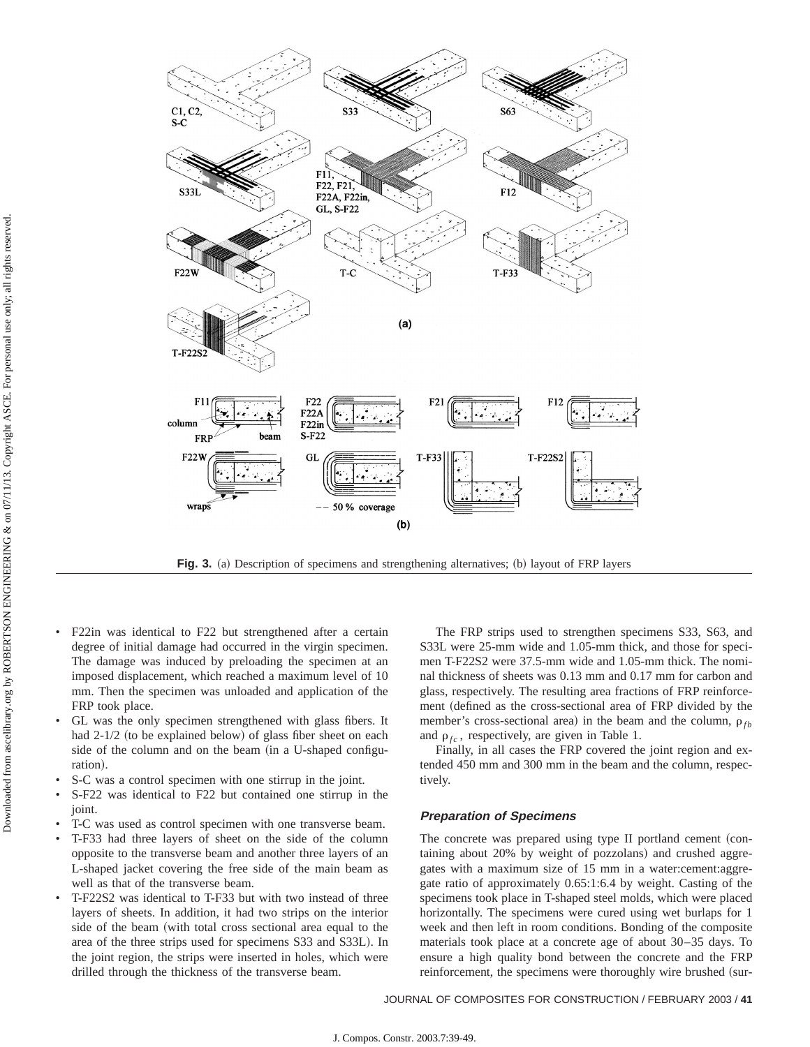Fig. 3. (a) Description of specimens and strengthening alternatives; (b) layout of FRP layers

- F22in was identical to F22 but strengthened after a certain degree of initial damage had occurred in the virgin specimen. The damage was induced by preloading the specimen at an imposed displacement, which reached a maximum level of 10 mm. Then the specimen was unloaded and application of the FRP took place.
- GL was the only specimen strengthened with glass fibers. It had 2-1/2 (to be explained below) of glass fiber sheet on each side of the column and on the beam (in a U-shaped configuration).
- S-C was a control specimen with one stirrup in the joint.
- S-F22 was identical to F22 but contained one stirrup in the joint.
- T-C was used as control specimen with one transverse beam.
- T-F33 had three layers of sheet on the side of the column opposite to the transverse beam and another three layers of an L-shaped jacket covering the free side of the main beam as well as that of the transverse beam.
- T-F22S2 was identical to T-F33 but with two instead of three layers of sheets. In addition, it had two strips on the interior side of the beam (with total cross sectional area equal to the area of the three strips used for specimens S33 and S33L). In the joint region, the strips were inserted in holes, which were drilled through the thickness of the transverse beam.

The FRP strips used to strengthen specimens S33, S63, and S33L were 25-mm wide and 1.05-mm thick, and those for specimen T-F22S2 were 37.5-mm wide and 1.05-mm thick. The nominal thickness of sheets was 0.13 mm and 0.17 mm for carbon and glass, respectively. The resulting area fractions of FRP reinforcement (defined as the cross-sectional area of FRP divided by the member's cross-sectional area) in the beam and the column, $\rho_{fb}$ and $\rho_{fc}$, respectively, are given in Table 1.

Finally, in all cases the FRP covered the joint region and extended 450 mm and 300 mm in the beam and the column, respectively.

### Preparation of Specimens

The concrete was prepared using type II portland cement (containing about 20% by weight of pozzolans) and crushed aggregates with a maximum size of 15 mm in a water:cement:aggregate ratio of approximately 0.65:1:6.4 by weight. Casting of the specimens took place in T-shaped steel molds, which were placed horizontally. The specimens were cured using wet burlaps for 1 week and then left in room conditions. Bonding of the composite materials took place at a concrete age of about 30–35 days. To ensure a high quality bond between the concrete and the FRP reinforcement, the specimens were thoroughly wire brushed (sur-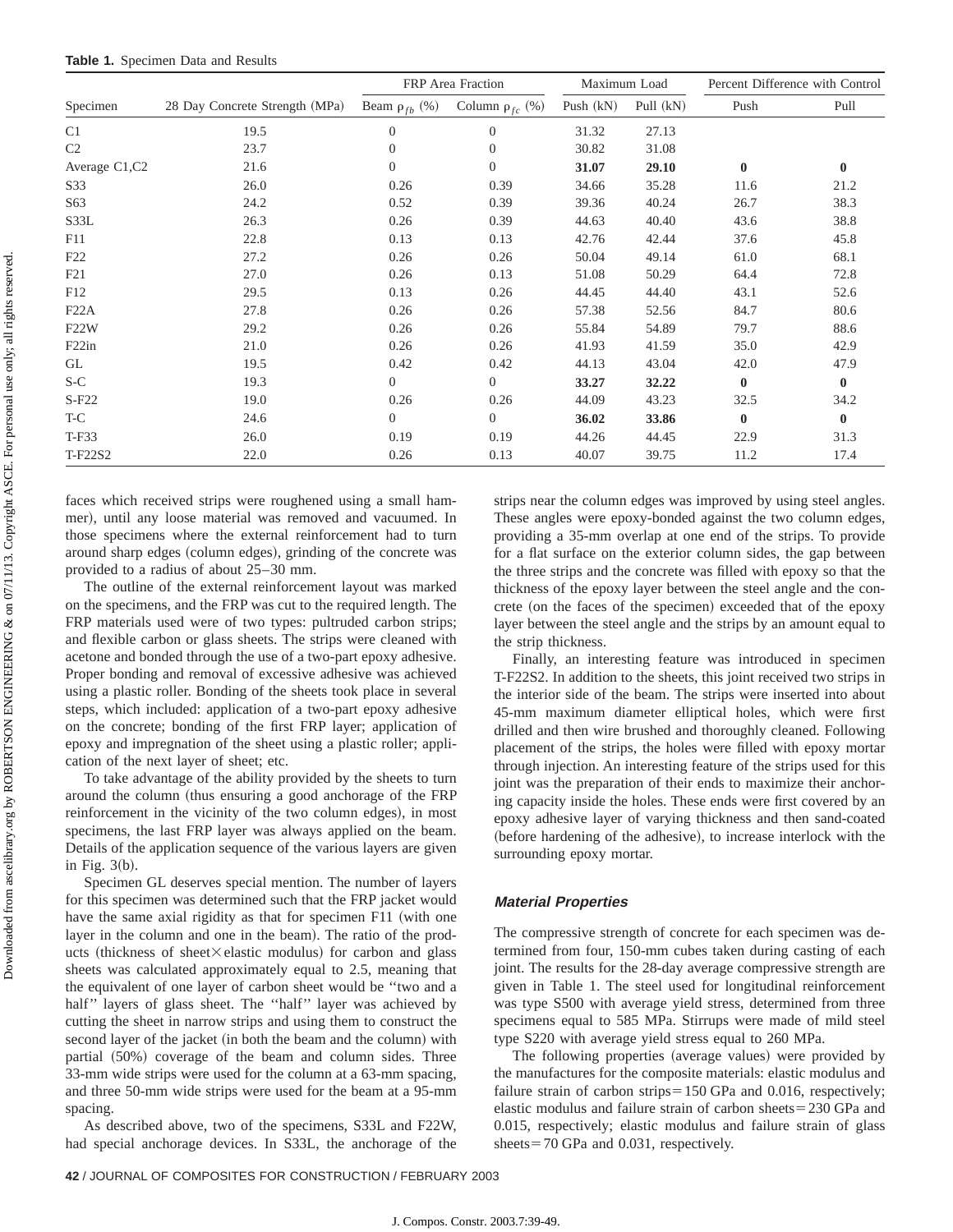**Table 1.** Specimen Data and Results

| Specimen | 28 Day Concrete Strength (MPa) | FRP Area Fraction | | Maximum Load | | Percent Difference with Control | |
|---|---|---|---|---|---|---|---|
| | | Beam $\rho_{fb}$ (%) | Column $\rho_{fc}$ (%) | Push (kN) | Pull (kN) | Push | Pull |
| C1 | 19.5 | 0 | 0 | 31.32 | 27.13 | | |
| C2 | 23.7 | 0 | 0 | 30.82 | 31.08 | | |
| Average C1,C2 | 21.6 | 0 | 0 | **31.07** | **29.10** | **0** | **0** |
| S33 | 26.0 | 0.26 | 0.39 | 34.66 | 35.28 | 11.6 | 21.2 |
| S63 | 24.2 | 0.52 | 0.39 | 39.36 | 40.24 | 26.7 | 38.3 |
| S33L | 26.3 | 0.26 | 0.39 | 44.63 | 40.40 | 43.6 | 38.8 |
| F11 | 22.8 | 0.13 | 0.13 | 42.76 | 42.44 | 37.6 | 45.8 |
| F22 | 27.2 | 0.26 | 0.26 | 50.04 | 49.14 | 61.0 | 68.1 |
| F21 | 27.0 | 0.26 | 0.13 | 51.08 | 50.29 | 64.4 | 72.8 |
| F12 | 29.5 | 0.13 | 0.26 | 44.45 | 44.40 | 43.1 | 52.6 |
| F22A | 27.8 | 0.26 | 0.26 | 57.38 | 52.56 | 84.7 | 80.6 |
| F22W | 29.2 | 0.26 | 0.26 | 55.84 | 54.89 | 79.7 | 88.6 |
| F22in | 21.0 | 0.26 | 0.26 | 41.93 | 41.59 | 35.0 | 42.9 |
| GL | 19.5 | 0.42 | 0.42 | 44.13 | 43.04 | 42.0 | 47.9 |
| S-C | 19.3 | 0 | 0 | **33.27** | **32.22** | **0** | **0** |
| S-F22 | 19.0 | 0.26 | 0.26 | 44.09 | 43.23 | 32.5 | 34.2 |
| T-C | 24.6 | 0 | 0 | **36.02** | **33.86** | **0** | **0** |
| T-F33 | 26.0 | 0.19 | 0.19 | 44.26 | 44.45 | 22.9 | 31.3 |
| T-F22S2 | 22.0 | 0.26 | 0.13 | 40.07 | 39.75 | 11.2 | 17.4 |

faces which received strips were roughened using a small hammer), until any loose material was removed and vacuumed. In those specimens where the external reinforcement had to turn around sharp edges (column edges), grinding of the concrete was provided to a radius of about 25–30 mm.

The outline of the external reinforcement layout was marked on the specimens, and the FRP was cut to the required length. The FRP materials used were of two types: pultruded carbon strips; and flexible carbon or glass sheets. The strips were cleaned with acetone and bonded through the use of a two-part epoxy adhesive. Proper bonding and removal of excessive adhesive was achieved using a plastic roller. Bonding of the sheets took place in several steps, which included: application of a two-part epoxy adhesive on the concrete; bonding of the first FRP layer; application of epoxy and impregnation of the sheet using a plastic roller; application of the next layer of sheet; etc.

To take advantage of the ability provided by the sheets to turn around the column (thus ensuring a good anchorage of the FRP reinforcement in the vicinity of the two column edges), in most specimens, the last FRP layer was always applied on the beam. Details of the application sequence of the various layers are given in Fig. 3(b).

Specimen GL deserves special mention. The number of layers for this specimen was determined such that the FRP jacket would have the same axial rigidity as that for specimen F11 (with one layer in the column and one in the beam). The ratio of the products (thickness of sheet×elastic modulus) for carbon and glass sheets was calculated approximately equal to 2.5, meaning that the equivalent of one layer of carbon sheet would be ''two and a half'' layers of glass sheet. The ''half'' layer was achieved by cutting the sheet in narrow strips and using them to construct the second layer of the jacket (in both the beam and the column) with partial (50%) coverage of the beam and column sides. Three 33-mm wide strips were used for the column at a 63-mm spacing, and three 50-mm wide strips were used for the beam at a 95-mm spacing.

As described above, two of the specimens, S33L and F22W, had special anchorage devices. In S33L, the anchorage of the strips near the column edges was improved by using steel angles. These angles were epoxy-bonded against the two column edges, providing a 35-mm overlap at one end of the strips. To provide for a flat surface on the exterior column sides, the gap between the three strips and the concrete was filled with epoxy so that the thickness of the epoxy layer between the steel angle and the concrete (on the faces of the specimen) exceeded that of the epoxy layer between the steel angle and the strips by an amount equal to the strip thickness.

Finally, an interesting feature was introduced in specimen T-F22S2. In addition to the sheets, this joint received two strips in the interior side of the beam. The strips were inserted into about 45-mm maximum diameter elliptical holes, which were first drilled and then wire brushed and thoroughly cleaned. Following placement of the strips, the holes were filled with epoxy mortar through injection. An interesting feature of the strips used for this joint was the preparation of their ends to maximize their anchoring capacity inside the holes. These ends were first covered by an epoxy adhesive layer of varying thickness and then sand-coated (before hardening of the adhesive), to increase interlock with the surrounding epoxy mortar.

### *Material Properties*

The compressive strength of concrete for each specimen was determined from four, 150-mm cubes taken during casting of each joint. The results for the 28-day average compressive strength are given in Table 1. The steel used for longitudinal reinforcement was type S500 with average yield stress, determined from three specimens equal to 585 MPa. Stirrups were made of mild steel type S220 with average yield stress equal to 260 MPa.

The following properties (average values) were provided by the manufactures for the composite materials: elastic modulus and failure strain of carbon strips=150 GPa and 0.016, respectively; elastic modulus and failure strain of carbon sheets=230 GPa and 0.015, respectively; elastic modulus and failure strain of glass sheets=70 GPa and 0.031, respectively.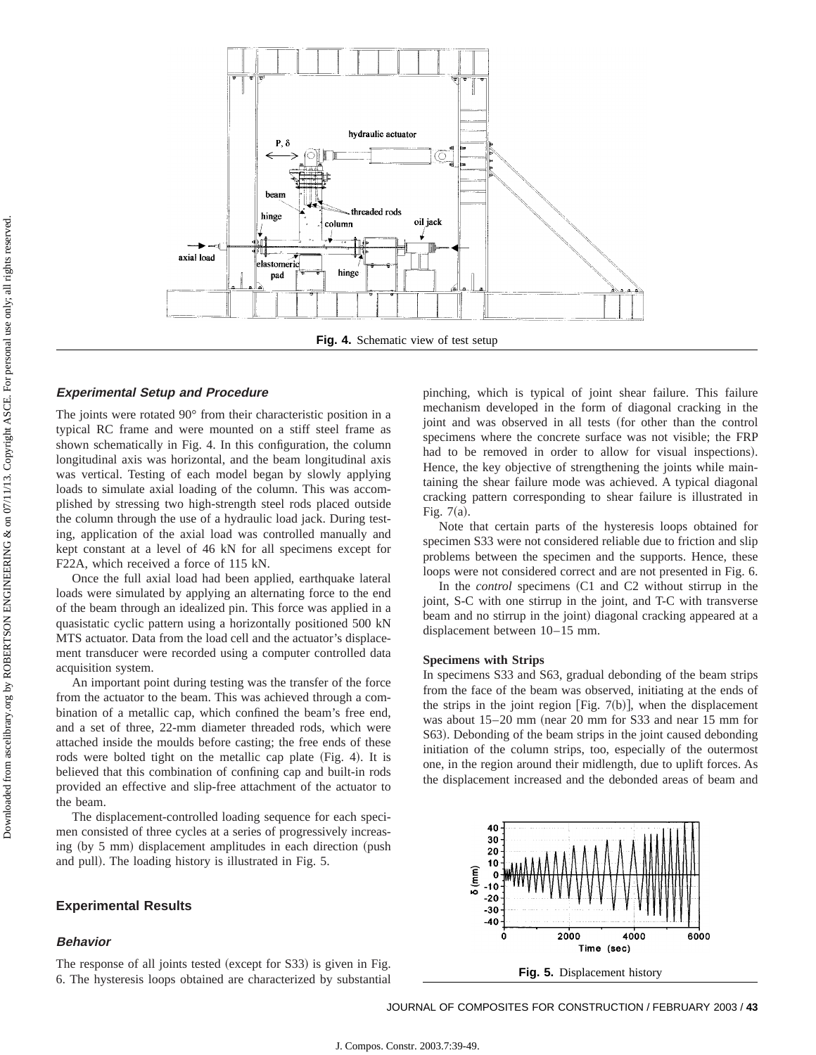Fig. 4. Schematic view of test setup

### Experimental Setup and Procedure

The joints were rotated 90° from their characteristic position in a typical RC frame and were mounted on a stiff steel frame as shown schematically in Fig. 4. In this configuration, the column longitudinal axis was horizontal, and the beam longitudinal axis was vertical. Testing of each model began by slowly applying loads to simulate axial loading of the column. This was accomplished by stressing two high-strength steel rods placed outside the column through the use of a hydraulic load jack. During testing, application of the axial load was controlled manually and kept constant at a level of 46 kN for all specimens except for F22A, which received a force of 115 kN.

Once the full axial load had been applied, earthquake lateral loads were simulated by applying an alternating force to the end of the beam through an idealized pin. This force was applied in a quasistatic cyclic pattern using a horizontally positioned 500 kN MTS actuator. Data from the load cell and the actuator's displacement transducer were recorded using a computer controlled data acquisition system.

An important point during testing was the transfer of the force from the actuator to the beam. This was achieved through a combination of a metallic cap, which confined the beam's free end, and a set of three, 22-mm diameter threaded rods, which were attached inside the moulds before casting; the free ends of these rods were bolted tight on the metallic cap plate (Fig. 4). It is believed that this combination of confining cap and built-in rods provided an effective and slip-free attachment of the actuator to the beam.

The displacement-controlled loading sequence for each specimen consisted of three cycles at a series of progressively increasing (by 5 mm) displacement amplitudes in each direction (push and pull). The loading history is illustrated in Fig. 5.

## Experimental Results

### Behavior

The response of all joints tested (except for S33) is given in Fig. 6. The hysteresis loops obtained are characterized by substantial pinching, which is typical of joint shear failure. This failure mechanism developed in the form of diagonal cracking in the joint and was observed in all tests (for other than the control specimens where the concrete surface was not visible; the FRP had to be removed in order to allow for visual inspections). Hence, the key objective of strengthening the joints while maintaining the shear failure mode was achieved. A typical diagonal cracking pattern corresponding to shear failure is illustrated in Fig. 7(a).

Note that certain parts of the hysteresis loops obtained for specimen S33 were not considered reliable due to friction and slip problems between the specimen and the supports. Hence, these loops were not considered correct and are not presented in Fig. 6.

In the *control* specimens (C1 and C2 without stirrup in the joint, S-C with one stirrup in the joint, and T-C with transverse beam and no stirrup in the joint) diagonal cracking appeared at a displacement between 10–15 mm.

**Specimens with Strips**

In specimens S33 and S63, gradual debonding of the beam strips from the face of the beam was observed, initiating at the ends of the strips in the joint region [Fig. 7(b)], when the displacement was about 15–20 mm (near 20 mm for S33 and near 15 mm for S63). Debonding of the beam strips in the joint caused debonding initiation of the column strips, too, especially of the outermost one, in the region around their midlength, due to uplift forces. As the displacement increased and the debonded areas of beam and

Fig. 5. Displacement history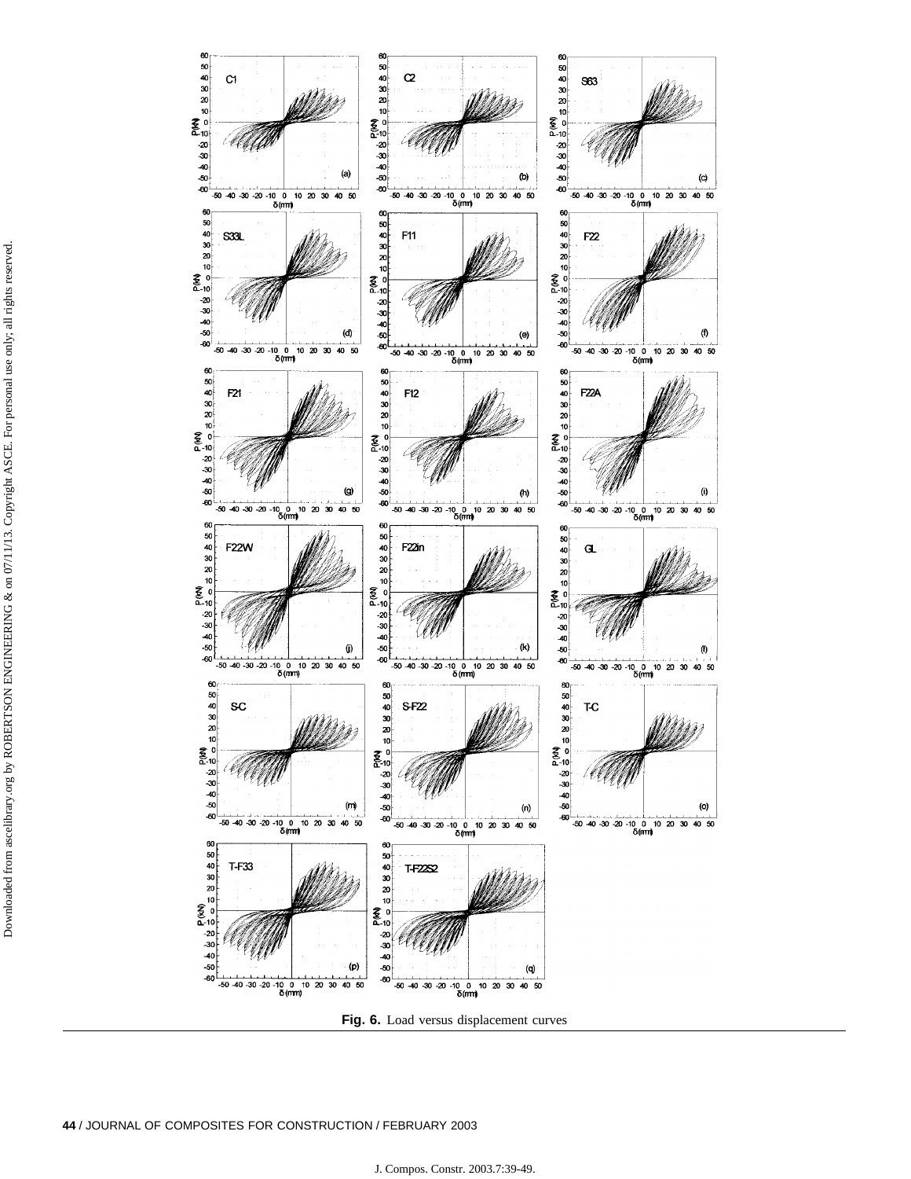**Fig. 6.** Load versus displacement curves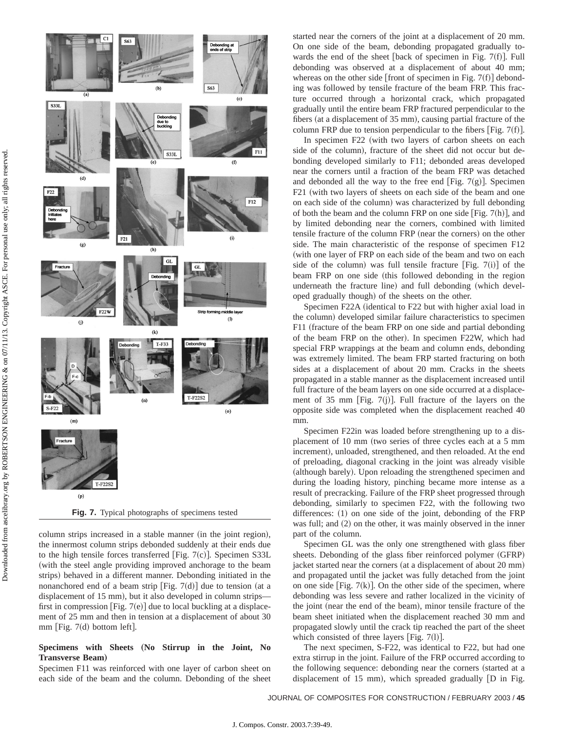Fig. 7. Typical photographs of specimens tested

column strips increased in a stable manner (in the joint region), the innermost column strips debonded suddenly at their ends due to the high tensile forces transferred [Fig. 7(c)]. Specimen S33L (with the steel angle providing improved anchorage to the beam strips) behaved in a different manner. Debonding initiated in the nonanchored end of a beam strip [Fig. 7(d)] due to tension (at a displacement of 15 mm), but it also developed in column strips—first in compression [Fig. 7(e)] due to local buckling at a displacement of 25 mm and then in tension at a displacement of about 30 mm [Fig. 7(d) bottom left].

### Specimens with Sheets (No Stirrup in the Joint, No Transverse Beam)

Specimen F11 was reinforced with one layer of carbon sheet on each side of the beam and the column. Debonding of the sheet started near the corners of the joint at a displacement of 20 mm. On one side of the beam, debonding propagated gradually towards the end of the sheet [back of specimen in Fig. 7(f)]. Full debonding was observed at a displacement of about 40 mm; whereas on the other side [front of specimen in Fig. 7(f)] debonding was followed by tensile fracture of the beam FRP. This fracture occurred through a horizontal crack, which propagated gradually until the entire beam FRP fractured perpendicular to the fibers (at a displacement of 35 mm), causing partial fracture of the column FRP due to tension perpendicular to the fibers [Fig. 7(f)].

In specimen F22 (with two layers of carbon sheets on each side of the column), fracture of the sheet did not occur but debonding developed similarly to F11; debonded areas developed near the corners until a fraction of the beam FRP was detached and debonded all the way to the free end [Fig. 7(g)]. Specimen F21 (with two layers of sheets on each side of the beam and one on each side of the column) was characterized by full debonding of both the beam and the column FRP on one side [Fig. 7(h)], and by limited debonding near the corners, combined with limited tensile fracture of the column FRP (near the corners) on the other side. The main characteristic of the response of specimen F12 (with one layer of FRP on each side of the beam and two on each side of the column) was full tensile fracture [Fig. 7(i)] of the beam FRP on one side (this followed debonding in the region underneath the fracture line) and full debonding (which developed gradually though) of the sheets on the other.

Specimen F22A (identical to F22 but with higher axial load in the column) developed similar failure characteristics to specimen F11 (fracture of the beam FRP on one side and partial debonding of the beam FRP on the other). In specimen F22W, which had special FRP wrappings at the beam and column ends, debonding was extremely limited. The beam FRP started fracturing on both sides at a displacement of about 20 mm. Cracks in the sheets propagated in a stable manner as the displacement increased until full fracture of the beam layers on one side occurred at a displacement of 35 mm [Fig. 7(j)]. Full fracture of the layers on the opposite side was completed when the displacement reached 40 mm.

Specimen F22in was loaded before strengthening up to a displacement of 10 mm (two series of three cycles each at a 5 mm increment), unloaded, strengthened, and then reloaded. At the end of preloading, diagonal cracking in the joint was already visible (although barely). Upon reloading the strengthened specimen and during the loading history, pinching became more intense as a result of precracking. Failure of the FRP sheet progressed through debonding, similarly to specimen F22, with the following two differences: (1) on one side of the joint, debonding of the FRP was full; and (2) on the other, it was mainly observed in the inner part of the column.

Specimen GL was the only one strengthened with glass fiber sheets. Debonding of the glass fiber reinforced polymer (GFRP) jacket started near the corners (at a displacement of about 20 mm) and propagated until the jacket was fully detached from the joint on one side [Fig. 7(k)]. On the other side of the specimen, where debonding was less severe and rather localized in the vicinity of the joint (near the end of the beam), minor tensile fracture of the beam sheet initiated when the displacement reached 30 mm and propagated slowly until the crack tip reached the part of the sheet which consisted of three layers [Fig. 7(l)].

The next specimen, S-F22, was identical to F22, but had one extra stirrup in the joint. Failure of the FRP occurred according to the following sequence: debonding near the corners (started at a displacement of 15 mm), which spreaded gradually [D in Fig.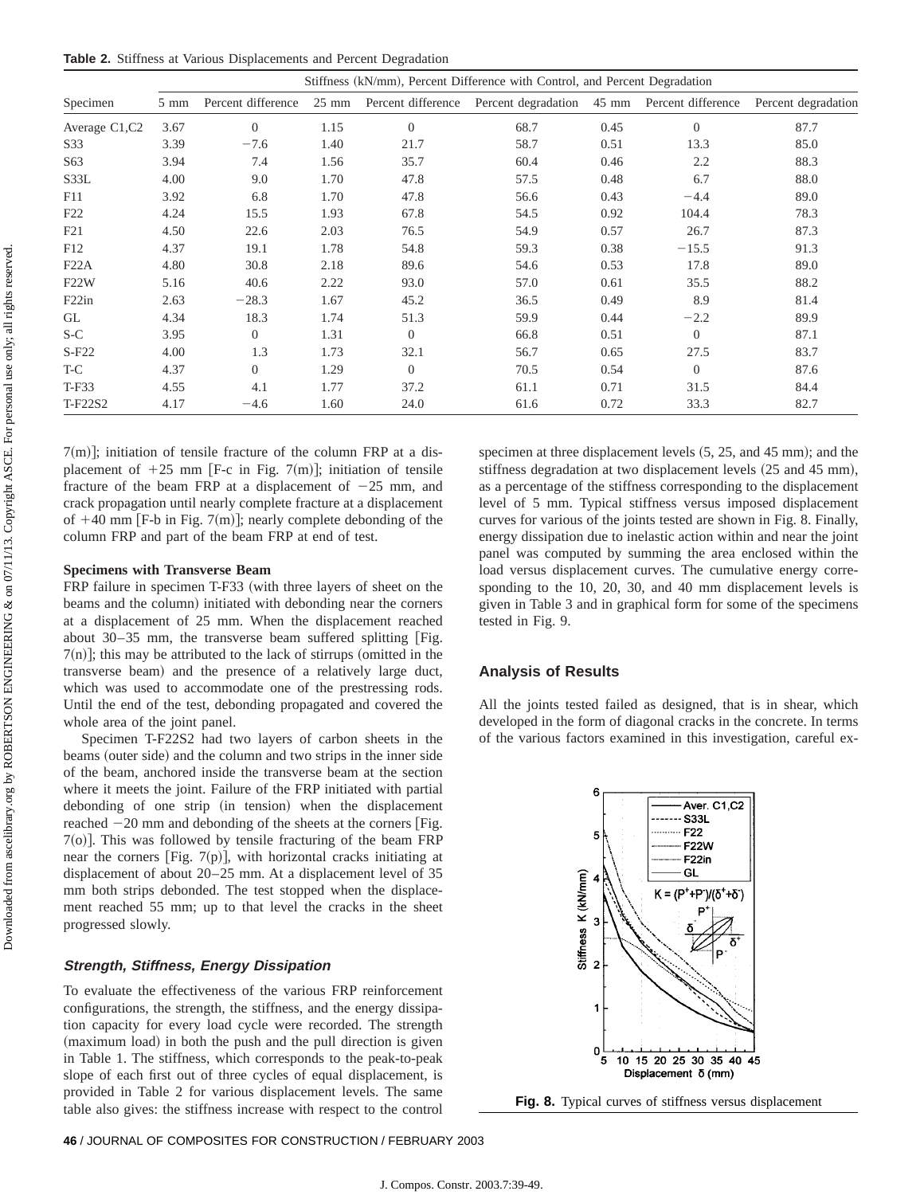**Table 2.** Stiffness at Various Displacements and Percent Degradation

| Specimen | Stiffness (kN/mm), Percent Difference with Control, and Percent Degradation | | | | | | | |
|---|---|---|---|---|---|---|---|---|
| | 5 mm | Percent difference | 25 mm | Percent difference | Percent degradation | 45 mm | Percent difference | Percent degradation |
| Average C1,C2 | 3.67 | 0 | 1.15 | 0 | 68.7 | 0.45 | 0 | 87.7 |
| S33 | 3.39 | −7.6 | 1.40 | 21.7 | 58.7 | 0.51 | 13.3 | 85.0 |
| S63 | 3.94 | 7.4 | 1.56 | 35.7 | 60.4 | 0.46 | 2.2 | 88.3 |
| S33L | 4.00 | 9.0 | 1.70 | 47.8 | 57.5 | 0.48 | 6.7 | 88.0 |
| F11 | 3.92 | 6.8 | 1.70 | 47.8 | 56.6 | 0.43 | −4.4 | 89.0 |
| F22 | 4.24 | 15.5 | 1.93 | 67.8 | 54.5 | 0.92 | 104.4 | 78.3 |
| F21 | 4.50 | 22.6 | 2.03 | 76.5 | 54.9 | 0.57 | 26.7 | 87.3 |
| F12 | 4.37 | 19.1 | 1.78 | 54.8 | 59.3 | 0.38 | −15.5 | 91.3 |
| F22A | 4.80 | 30.8 | 2.18 | 89.6 | 54.6 | 0.53 | 17.8 | 89.0 |
| F22W | 5.16 | 40.6 | 2.22 | 93.0 | 57.0 | 0.61 | 35.5 | 88.2 |
| F22in | 2.63 | −28.3 | 1.67 | 45.2 | 36.5 | 0.49 | 8.9 | 81.4 |
| GL | 4.34 | 18.3 | 1.74 | 51.3 | 59.9 | 0.44 | −2.2 | 89.9 |
| S-C | 3.95 | 0 | 1.31 | 0 | 66.8 | 0.51 | 0 | 87.1 |
| S-F22 | 4.00 | 1.3 | 1.73 | 32.1 | 56.7 | 0.65 | 27.5 | 83.7 |
| T-C | 4.37 | 0 | 1.29 | 0 | 70.5 | 0.54 | 0 | 87.6 |
| T-F33 | 4.55 | 4.1 | 1.77 | 37.2 | 61.1 | 0.71 | 31.5 | 84.4 |
| T-F22S2 | 4.17 | −4.6 | 1.60 | 24.0 | 61.6 | 0.72 | 33.3 | 82.7 |

7(m)]; initiation of tensile fracture of the column FRP at a displacement of +25 mm [F-c in Fig. 7(m)]; initiation of tensile fracture of the beam FRP at a displacement of −25 mm, and crack propagation until nearly complete fracture at a displacement of +40 mm [F-b in Fig. 7(m)]; nearly complete debonding of the column FRP and part of the beam FRP at end of test.

**Specimens with Transverse Beam**

FRP failure in specimen T-F33 (with three layers of sheet on the beams and the column) initiated with debonding near the corners at a displacement of 25 mm. When the displacement reached about 30–35 mm, the transverse beam suffered splitting [Fig. 7(n)]; this may be attributed to the lack of stirrups (omitted in the transverse beam) and the presence of a relatively large duct, which was used to accommodate one of the prestressing rods. Until the end of the test, debonding propagated and covered the whole area of the joint panel.

Specimen T-F22S2 had two layers of carbon sheets in the beams (outer side) and the column and two strips in the inner side of the beam, anchored inside the transverse beam at the section where it meets the joint. Failure of the FRP initiated with partial debonding of one strip (in tension) when the displacement reached −20 mm and debonding of the sheets at the corners [Fig. 7(o)]. This was followed by tensile fracturing of the beam FRP near the corners [Fig. 7(p)], with horizontal cracks initiating at displacement of about 20–25 mm. At a displacement level of 35 mm both strips debonded. The test stopped when the displacement reached 55 mm; up to that level the cracks in the sheet progressed slowly.

### *Strength, Stiffness, Energy Dissipation*

To evaluate the effectiveness of the various FRP reinforcement configurations, the strength, the stiffness, and the energy dissipation capacity for every load cycle were recorded. The strength (maximum load) in both the push and the pull direction is given in Table 1. The stiffness, which corresponds to the peak-to-peak slope of each first out of three cycles of equal displacement, is provided in Table 2 for various displacement levels. The same table also gives: the stiffness increase with respect to the control specimen at three displacement levels (5, 25, and 45 mm); and the stiffness degradation at two displacement levels (25 and 45 mm), as a percentage of the stiffness corresponding to the displacement level of 5 mm. Typical stiffness versus imposed displacement curves for various of the joints tested are shown in Fig. 8. Finally, energy dissipation due to inelastic action within and near the joint panel was computed by summing the area enclosed within the load versus displacement curves. The cumulative energy corresponding to the 10, 20, 30, and 40 mm displacement levels is given in Table 3 and in graphical form for some of the specimens tested in Fig. 9.

## Analysis of Results

All the joints tested failed as designed, that is in shear, which developed in the form of diagonal cracks in the concrete. In terms of the various factors examined in this investigation, careful ex-

**Fig. 8.** Typical curves of stiffness versus displacement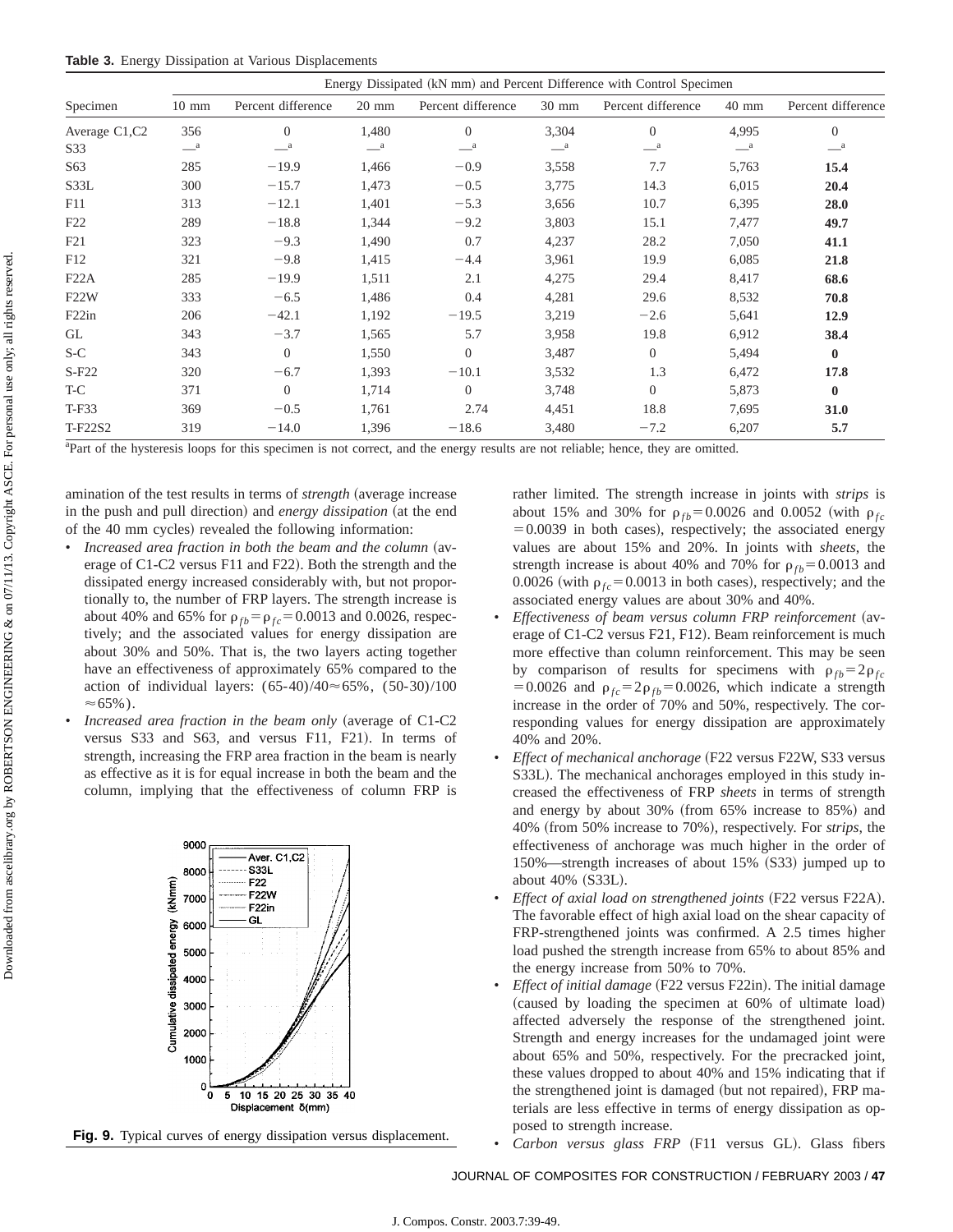**Table 3.** Energy Dissipation at Various Displacements

| Specimen | Energy Dissipated (kN mm) and Percent Difference with Control Specimen | | | | | | | |
|---|---|---|---|---|---|---|---|---|
| | 10 mm | Percent difference | 20 mm | Percent difference | 30 mm | Percent difference | 40 mm | Percent difference |
| Average C1,C2 | 356 | 0 | 1,480 | 0 | 3,304 | 0 | 4,995 | 0 |
| S33 | —[a] | —[a] | —[a] | —[a] | —[a] | —[a] | —[a] | —[a] |
| S63 | 285 | −19.9 | 1,466 | −0.9 | 3,558 | 7.7 | 5,763 | **15.4** |
| S33L | 300 | −15.7 | 1,473 | −0.5 | 3,775 | 14.3 | 6,015 | **20.4** |
| F11 | 313 | −12.1 | 1,401 | −5.3 | 3,656 | 10.7 | 6,395 | **28.0** |
| F22 | 289 | −18.8 | 1,344 | −9.2 | 3,803 | 15.1 | 7,477 | **49.7** |
| F21 | 323 | −9.3 | 1,490 | 0.7 | 4,237 | 28.2 | 7,050 | **41.1** |
| F12 | 321 | −9.8 | 1,415 | −4.4 | 3,961 | 19.9 | 6,085 | **21.8** |
| F22A | 285 | −19.9 | 1,511 | 2.1 | 4,275 | 29.4 | 8,417 | **68.6** |
| F22W | 333 | −6.5 | 1,486 | 0.4 | 4,281 | 29.6 | 8,532 | **70.8** |
| F22in | 206 | −42.1 | 1,192 | −19.5 | 3,219 | −2.6 | 5,641 | **12.9** |
| GL | 343 | −3.7 | 1,565 | 5.7 | 3,958 | 19.8 | 6,912 | **38.4** |
| S-C | 343 | 0 | 1,550 | 0 | 3,487 | 0 | 5,494 | **0** |
| S-F22 | 320 | −6.7 | 1,393 | −10.1 | 3,532 | 1.3 | 6,472 | **17.8** |
| T-C | 371 | 0 | 1,714 | 0 | 3,748 | 0 | 5,873 | **0** |
| T-F33 | 369 | −0.5 | 1,761 | 2.74 | 4,451 | 18.8 | 7,695 | **31.0** |
| T-F22S2 | 319 | −14.0 | 1,396 | −18.6 | 3,480 | −7.2 | 6,207 | **5.7** |

[a]Part of the hysteresis loops for this specimen is not correct, and the energy results are not reliable; hence, they are omitted.

amination of the test results in terms of *strength* (average increase in the push and pull direction) and *energy dissipation* (at the end of the 40 mm cycles) revealed the following information:

- *Increased area fraction in both the beam and the column* (average of C1-C2 versus F11 and F22). Both the strength and the dissipated energy increased considerably with, but not proportionally to, the number of FRP layers. The strength increase is about 40% and 65% for $\rho_{fb}=\rho_{fc}=0.0013$ and 0.0026, respectively; and the associated values for energy dissipation are about 30% and 50%. That is, the two layers acting together have an effectiveness of approximately 65% compared to the action of individual layers: $(65\text{-}40)/40\approx 65\%$, $(50\text{-}30)/100\approx 65\%$).
- *Increased area fraction in the beam only* (average of C1-C2 versus S33 and S63, and versus F11, F21). In terms of strength, increasing the FRP area fraction in the beam is nearly as effective as it is for equal increase in both the beam and the column, implying that the effectiveness of column FRP is rather limited. The strength increase in joints with *strips* is about 15% and 30% for $\rho_{fb}=0.0026$ and 0.0052 (with $\rho_{fc}=0.0039$ in both cases), respectively; the associated energy values are about 15% and 20%. In joints with *sheets*, the strength increase is about 40% and 70% for $\rho_{fb}=0.0013$ and 0.0026 (with $\rho_{fc}=0.0013$ in both cases), respectively; and the associated energy values are about 30% and 40%.
- *Effectiveness of beam versus column FRP reinforcement* (average of C1-C2 versus F21, F12). Beam reinforcement is much more effective than column reinforcement. This may be seen by comparison of results for specimens with $\rho_{fb}=2\rho_{fc}=0.0026$ and $\rho_{fc}=2\rho_{fb}=0.0026$, which indicate a strength increase in the order of 70% and 50%, respectively. The corresponding values for energy dissipation are approximately 40% and 20%.
- *Effect of mechanical anchorage* (F22 versus F22W, S33 versus S33L). The mechanical anchorages employed in this study increased the effectiveness of FRP *sheets* in terms of strength and energy by about 30% (from 65% increase to 85%) and 40% (from 50% increase to 70%), respectively. For *strips*, the effectiveness of anchorage was much higher in the order of 150%—strength increases of about 15% (S33) jumped up to about 40% (S33L).
- *Effect of axial load on strengthened joints* (F22 versus F22A). The favorable effect of high axial load on the shear capacity of FRP-strengthened joints was confirmed. A 2.5 times higher load pushed the strength increase from 65% to about 85% and the energy increase from 50% to 70%.
- *Effect of initial damage* (F22 versus F22in). The initial damage (caused by loading the specimen at 60% of ultimate load) affected adversely the response of the strengthened joint. Strength and energy increases for the undamaged joint were about 65% and 50%, respectively. For the precracked joint, these values dropped to about 40% and 15% indicating that if the strengthened joint is damaged (but not repaired), FRP materials are less effective in terms of energy dissipation as opposed to strength increase.
- *Carbon versus glass FRP* (F11 versus GL). Glass fibers

**Fig. 9.** Typical curves of energy dissipation versus displacement.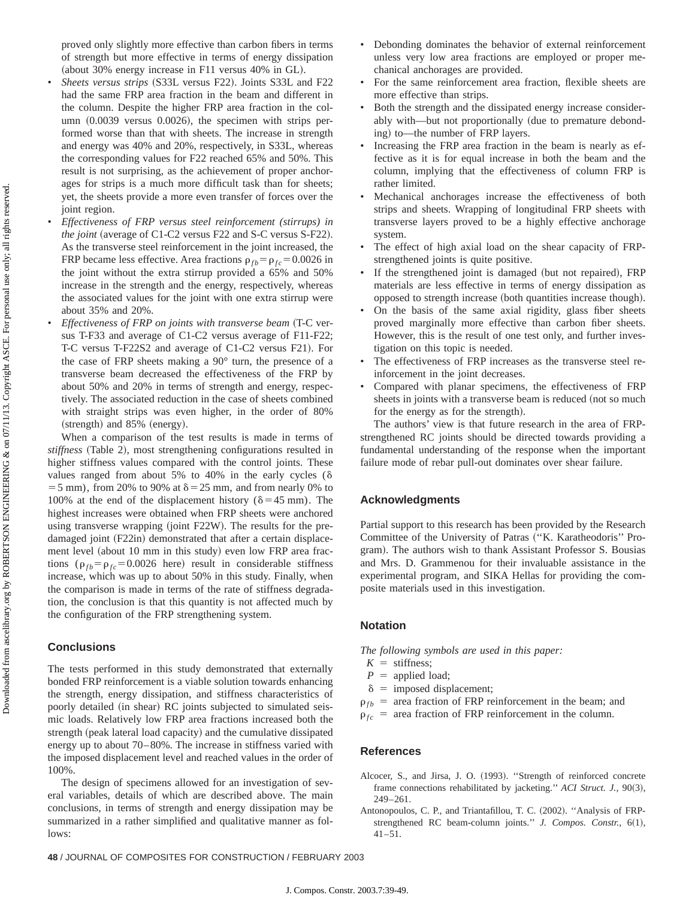proved only slightly more effective than carbon fibers in terms of strength but more effective in terms of energy dissipation (about 30% energy increase in F11 versus 40% in GL).

- *Sheets versus strips* (S33L versus F22). Joints S33L and F22 had the same FRP area fraction in the beam and different in the column. Despite the higher FRP area fraction in the column (0.0039 versus 0.0026), the specimen with strips performed worse than that with sheets. The increase in strength and energy was 40% and 20%, respectively, in S33L, whereas the corresponding values for F22 reached 65% and 50%. This result is not surprising, as the achievement of proper anchorages for strips is a much more difficult task than for sheets; yet, the sheets provide a more even transfer of forces over the joint region.
- *Effectiveness of FRP versus steel reinforcement (stirrups) in the joint* (average of C1-C2 versus F22 and S-C versus S-F22). As the transverse steel reinforcement in the joint increased, the FRP became less effective. Area fractions $\rho_{fb}=\rho_{fc}=0.0026$ in the joint without the extra stirrup provided a 65% and 50% increase in the strength and the energy, respectively, whereas the associated values for the joint with one extra stirrup were about 35% and 20%.
- *Effectiveness of FRP on joints with transverse beam* (T-C versus T-F33 and average of C1-C2 versus average of F11-F22; T-C versus T-F22S2 and average of C1-C2 versus F21). For the case of FRP sheets making a 90° turn, the presence of a transverse beam decreased the effectiveness of the FRP by about 50% and 20% in terms of strength and energy, respectively. The associated reduction in the case of sheets combined with straight strips was even higher, in the order of 80% (strength) and 85% (energy).

When a comparison of the test results is made in terms of *stiffness* (Table 2), most strengthening configurations resulted in higher stiffness values compared with the control joints. These values ranged from about 5% to 40% in the early cycles ($\delta=5$ mm), from 20% to 90% at $\delta=25$ mm, and from nearly 0% to 100% at the end of the displacement history ($\delta=45$ mm). The highest increases were obtained when FRP sheets were anchored using transverse wrapping (joint F22W). The results for the predamaged joint (F22in) demonstrated that after a certain displacement level (about 10 mm in this study) even low FRP area fractions ($\rho_{fb}=\rho_{fc}=0.0026$ here) result in considerable stiffness increase, which was up to about 50% in this study. Finally, when the comparison is made in terms of the rate of stiffness degradation, the conclusion is that this quantity is not affected much by the configuration of the FRP strengthening system.

## Conclusions

The tests performed in this study demonstrated that externally bonded FRP reinforcement is a viable solution towards enhancing the strength, energy dissipation, and stiffness characteristics of poorly detailed (in shear) RC joints subjected to simulated seismic loads. Relatively low FRP area fractions increased both the strength (peak lateral load capacity) and the cumulative dissipated energy up to about 70–80%. The increase in stiffness varied with the imposed displacement level and reached values in the order of 100%.

The design of specimens allowed for an investigation of several variables, details of which are described above. The main conclusions, in terms of strength and energy dissipation may be summarized in a rather simplified and qualitative manner as follows:

- Debonding dominates the behavior of external reinforcement unless very low area fractions are employed or proper mechanical anchorages are provided.
- For the same reinforcement area fraction, flexible sheets are more effective than strips.
- Both the strength and the dissipated energy increase considerably with—but not proportionally (due to premature debonding) to—the number of FRP layers.
- Increasing the FRP area fraction in the beam is nearly as effective as it is for equal increase in both the beam and the column, implying that the effectiveness of column FRP is rather limited.
- Mechanical anchorages increase the effectiveness of both strips and sheets. Wrapping of longitudinal FRP sheets with transverse layers proved to be a highly effective anchorage system.
- The effect of high axial load on the shear capacity of FRP-strengthened joints is quite positive.
- If the strengthened joint is damaged (but not repaired), FRP materials are less effective in terms of energy dissipation as opposed to strength increase (both quantities increase though).
- On the basis of the same axial rigidity, glass fiber sheets proved marginally more effective than carbon fiber sheets. However, this is the result of one test only, and further investigation on this topic is needed.
- The effectiveness of FRP increases as the transverse steel reinforcement in the joint decreases.
- Compared with planar specimens, the effectiveness of FRP sheets in joints with a transverse beam is reduced (not so much for the energy as for the strength).

The authors' view is that future research in the area of FRP-strengthened RC joints should be directed towards providing a fundamental understanding of the response when the important failure mode of rebar pull-out dominates over shear failure.

## Acknowledgments

Partial support to this research has been provided by the Research Committee of the University of Patras (''K. Karatheodoris'' Program). The authors wish to thank Assistant Professor S. Bousias and Mrs. D. Grammenou for their invaluable assistance in the experimental program, and SIKA Hellas for providing the composite materials used in this investigation.

## Notation

*The following symbols are used in this paper:*

$K$ = stiffness;
$P$ = applied load;
$\delta$ = imposed displacement;
$\rho_{fb}$ = area fraction of FRP reinforcement in the beam; and
$\rho_{fc}$ = area fraction of FRP reinforcement in the column.

## References

Alcocer, S., and Jirsa, J. O. (1993). ''Strength of reinforced concrete frame connections rehabilitated by jacketing.'' *ACI Struct. J.*, 90(3), 249–261.

Antonopoulos, C. P., and Triantafillou, T. C. (2002). ''Analysis of FRP-strengthened RC beam-column joints.'' *J. Compos. Constr.*, 6(1), 41–51.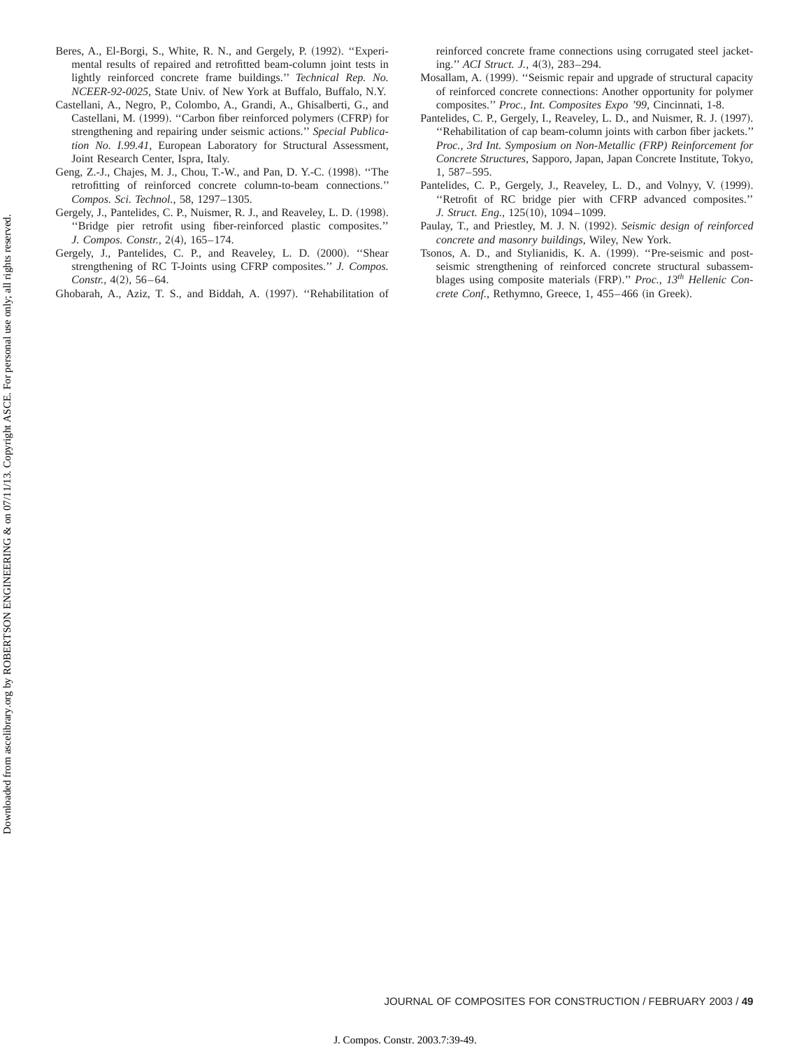Beres, A., El-Borgi, S., White, R. N., and Gergely, P. (1992). "Experimental results of repaired and retrofitted beam-column joint tests in lightly reinforced concrete frame buildings." *Technical Rep. No. NCEER-92-0025*, State Univ. of New York at Buffalo, Buffalo, N.Y.

Castellani, A., Negro, P., Colombo, A., Grandi, A., Ghisalberti, G., and Castellani, M. (1999). "Carbon fiber reinforced polymers (CFRP) for strengthening and repairing under seismic actions." *Special Publication No. I.99.41*, European Laboratory for Structural Assessment, Joint Research Center, Ispra, Italy.

Geng, Z.-J., Chajes, M. J., Chou, T.-W., and Pan, D. Y.-C. (1998). "The retrofitting of reinforced concrete column-to-beam connections." *Compos. Sci. Technol.*, 58, 1297–1305.

Gergely, J., Pantelides, C. P., Nuismer, R. J., and Reaveley, L. D. (1998). "Bridge pier retrofit using fiber-reinforced plastic composites." *J. Compos. Constr.*, 2(4), 165–174.

Gergely, J., Pantelides, C. P., and Reaveley, L. D. (2000). "Shear strengthening of RC T-Joints using CFRP composites." *J. Compos. Constr.*, 4(2), 56–64.

Ghobarah, A., Aziz, T. S., and Biddah, A. (1997). "Rehabilitation of reinforced concrete frame connections using corrugated steel jacketing." *ACI Struct. J.*, 4(3), 283–294.

Mosallam, A. (1999). "Seismic repair and upgrade of structural capacity of reinforced concrete connections: Another opportunity for polymer composites." *Proc., Int. Composites Expo '99*, Cincinnati, 1-8.

Pantelides, C. P., Gergely, I., Reaveley, L. D., and Nuismer, R. J. (1997). "Rehabilitation of cap beam-column joints with carbon fiber jackets." *Proc., 3rd Int. Symposium on Non-Metallic (FRP) Reinforcement for Concrete Structures*, Sapporo, Japan, Japan Concrete Institute, Tokyo, 1, 587–595.

Pantelides, C. P., Gergely, J., Reaveley, L. D., and Volnyy, V. (1999). "Retrofit of RC bridge pier with CFRP advanced composites." *J. Struct. Eng.*, 125(10), 1094–1099.

Paulay, T., and Priestley, M. J. N. (1992). *Seismic design of reinforced concrete and masonry buildings*, Wiley, New York.

Tsonos, A. D., and Stylianidis, K. A. (1999). "Pre-seismic and post-seismic strengthening of reinforced concrete structural subassemblages using composite materials (FRP)." *Proc., 13th Hellenic Concrete Conf.*, Rethymno, Greece, 1, 455–466 (in Greek).